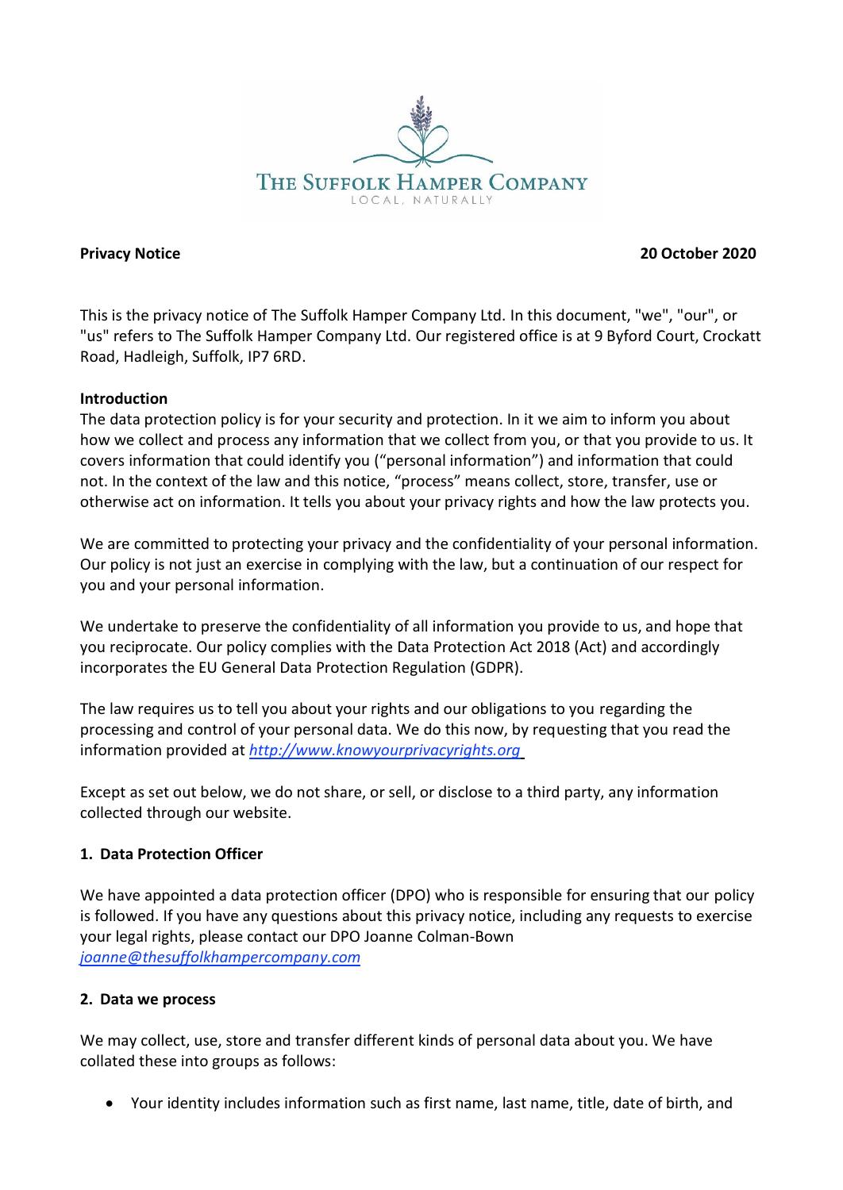THE SUFFOLK HAMPER COMPANY
LOCAL, NATURALLY

**Privacy Notice** **20 October 2020**

This is the privacy notice of The Suffolk Hamper Company Ltd. In this document, "we", "our", or "us" refers to The Suffolk Hamper Company Ltd. Our registered office is at 9 Byford Court, Crockatt Road, Hadleigh, Suffolk, IP7 6RD.

**Introduction**

The data protection policy is for your security and protection. In it we aim to inform you about how we collect and process any information that we collect from you, or that you provide to us. It covers information that could identify you ("personal information") and information that could not. In the context of the law and this notice, "process" means collect, store, transfer, use or otherwise act on information. It tells you about your privacy rights and how the law protects you.

We are committed to protecting your privacy and the confidentiality of your personal information. Our policy is not just an exercise in complying with the law, but a continuation of our respect for you and your personal information.

We undertake to preserve the confidentiality of all information you provide to us, and hope that you reciprocate. Our policy complies with the Data Protection Act 2018 (Act) and accordingly incorporates the EU General Data Protection Regulation (GDPR).

The law requires us to tell you about your rights and our obligations to you regarding the processing and control of your personal data. We do this now, by requesting that you read the information provided at *http://www.knowyourprivacyrights.org*

Except as set out below, we do not share, or sell, or disclose to a third party, any information collected through our website.

## 1. Data Protection Officer

We have appointed a data protection officer (DPO) who is responsible for ensuring that our policy is followed. If you have any questions about this privacy notice, including any requests to exercise your legal rights, please contact our DPO Joanne Colman-Bown *joanne@thesuffolkhampercompany.com*

## 2. Data we process

We may collect, use, store and transfer different kinds of personal data about you. We have collated these into groups as follows:

- Your identity includes information such as first name, last name, title, date of birth, and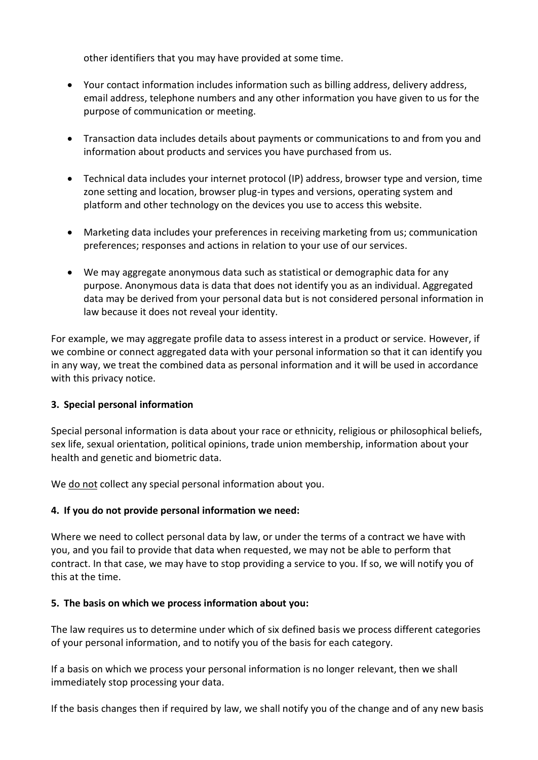other identifiers that you may have provided at some time.

- Your contact information includes information such as billing address, delivery address, email address, telephone numbers and any other information you have given to us for the purpose of communication or meeting.

- Transaction data includes details about payments or communications to and from you and information about products and services you have purchased from us.

- Technical data includes your internet protocol (IP) address, browser type and version, time zone setting and location, browser plug-in types and versions, operating system and platform and other technology on the devices you use to access this website.

- Marketing data includes your preferences in receiving marketing from us; communication preferences; responses and actions in relation to your use of our services.

- We may aggregate anonymous data such as statistical or demographic data for any purpose. Anonymous data is data that does not identify you as an individual. Aggregated data may be derived from your personal data but is not considered personal information in law because it does not reveal your identity.

For example, we may aggregate profile data to assess interest in a product or service. However, if we combine or connect aggregated data with your personal information so that it can identify you in any way, we treat the combined data as personal information and it will be used in accordance with this privacy notice.

**3. Special personal information**

Special personal information is data about your race or ethnicity, religious or philosophical beliefs, sex life, sexual orientation, political opinions, trade union membership, information about your health and genetic and biometric data.

We <u>do not</u> collect any special personal information about you.

**4. If you do not provide personal information we need:**

Where we need to collect personal data by law, or under the terms of a contract we have with you, and you fail to provide that data when requested, we may not be able to perform that contract. In that case, we may have to stop providing a service to you. If so, we will notify you of this at the time.

**5. The basis on which we process information about you:**

The law requires us to determine under which of six defined basis we process different categories of your personal information, and to notify you of the basis for each category.

If a basis on which we process your personal information is no longer relevant, then we shall immediately stop processing your data.

If the basis changes then if required by law, we shall notify you of the change and of any new basis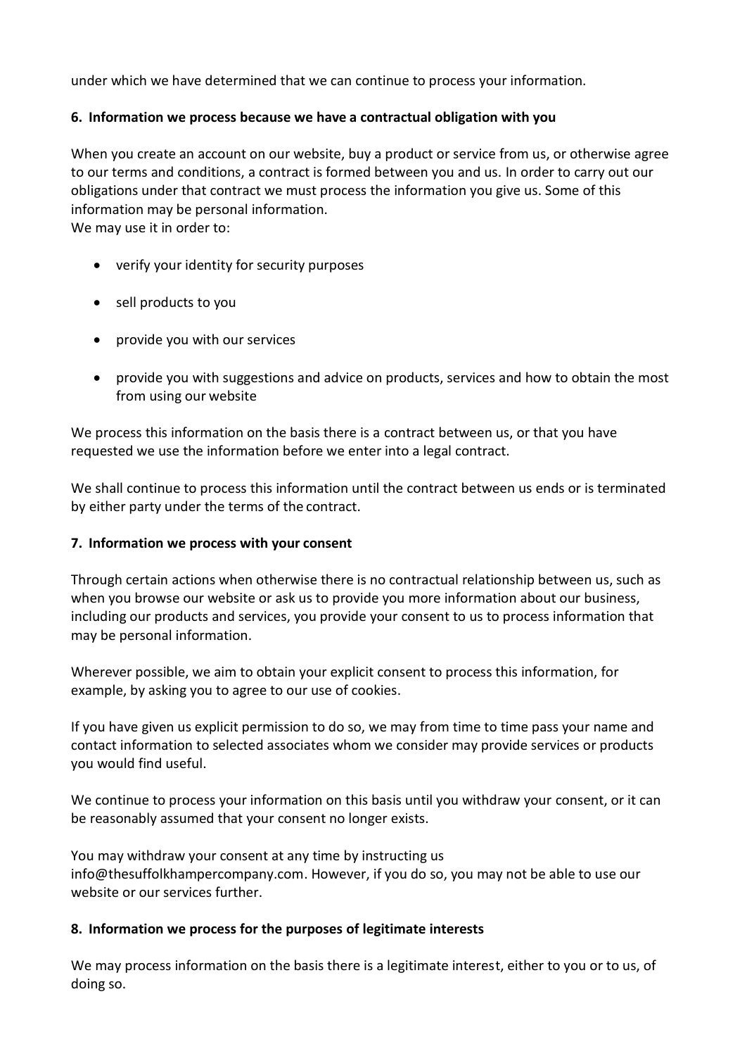under which we have determined that we can continue to process your information.

## 6. Information we process because we have a contractual obligation with you

When you create an account on our website, buy a product or service from us, or otherwise agree to our terms and conditions, a contract is formed between you and us. In order to carry out our obligations under that contract we must process the information you give us. Some of this information may be personal information.
We may use it in order to:

- verify your identity for security purposes
- sell products to you
- provide you with our services
- provide you with suggestions and advice on products, services and how to obtain the most from using our website

We process this information on the basis there is a contract between us, or that you have requested we use the information before we enter into a legal contract.

We shall continue to process this information until the contract between us ends or is terminated by either party under the terms of the contract.

## 7. Information we process with your consent

Through certain actions when otherwise there is no contractual relationship between us, such as when you browse our website or ask us to provide you more information about our business, including our products and services, you provide your consent to us to process information that may be personal information.

Wherever possible, we aim to obtain your explicit consent to process this information, for example, by asking you to agree to our use of cookies.

If you have given us explicit permission to do so, we may from time to time pass your name and contact information to selected associates whom we consider may provide services or products you would find useful.

We continue to process your information on this basis until you withdraw your consent, or it can be reasonably assumed that your consent no longer exists.

You may withdraw your consent at any time by instructing us info@thesuffolkhampercompany.com. However, if you do so, you may not be able to use our website or our services further.

## 8. Information we process for the purposes of legitimate interests

We may process information on the basis there is a legitimate interest, either to you or to us, of doing so.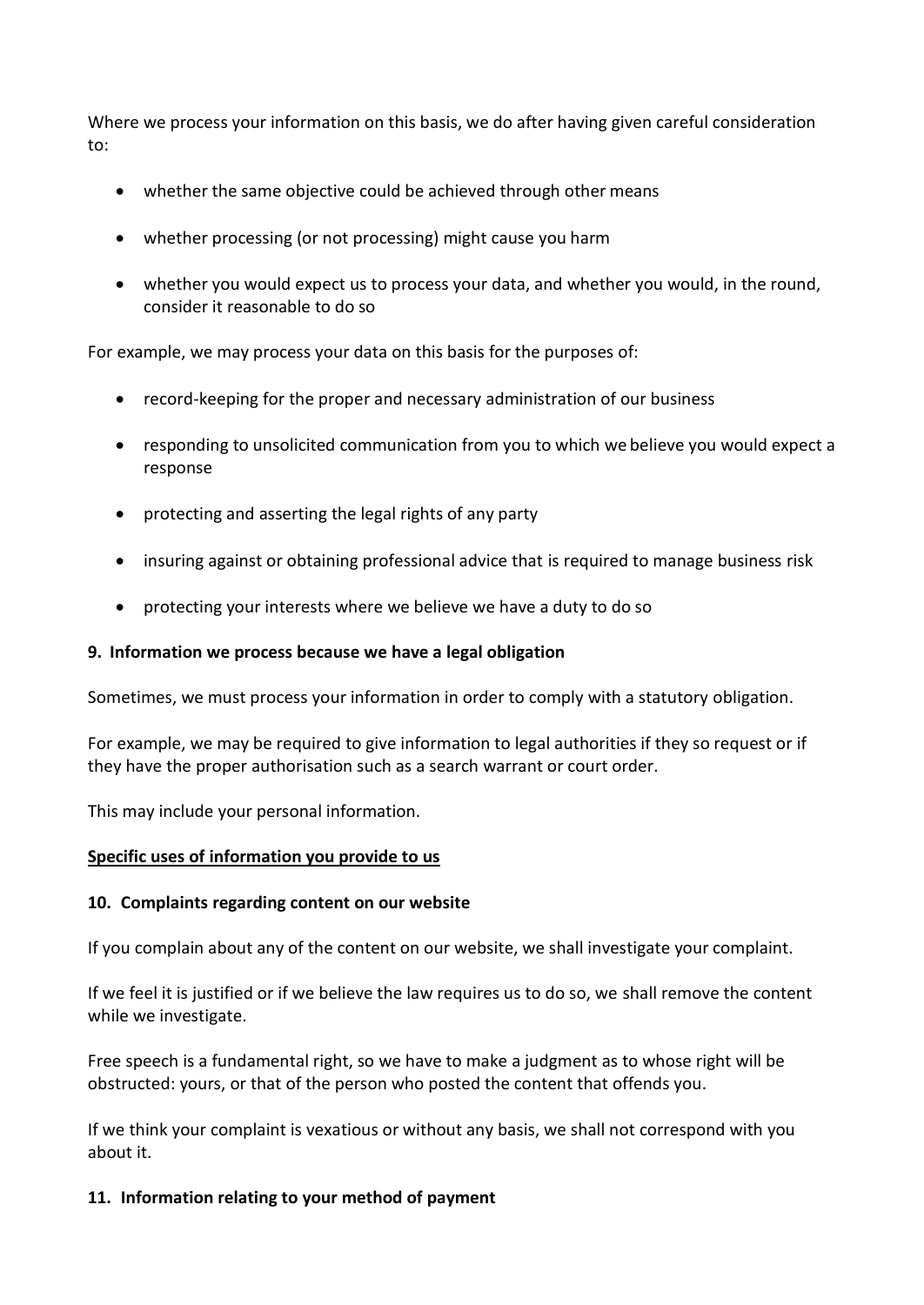Where we process your information on this basis, we do after having given careful consideration to:

- whether the same objective could be achieved through other means
- whether processing (or not processing) might cause you harm
- whether you would expect us to process your data, and whether you would, in the round, consider it reasonable to do so

For example, we may process your data on this basis for the purposes of:

- record-keeping for the proper and necessary administration of our business
- responding to unsolicited communication from you to which we believe you would expect a response
- protecting and asserting the legal rights of any party
- insuring against or obtaining professional advice that is required to manage business risk
- protecting your interests where we believe we have a duty to do so

**9. Information we process because we have a legal obligation**

Sometimes, we must process your information in order to comply with a statutory obligation.

For example, we may be required to give information to legal authorities if they so request or if they have the proper authorisation such as a search warrant or court order.

This may include your personal information.

**Specific uses of information you provide to us**

**10. Complaints regarding content on our website**

If you complain about any of the content on our website, we shall investigate your complaint.

If we feel it is justified or if we believe the law requires us to do so, we shall remove the content while we investigate.

Free speech is a fundamental right, so we have to make a judgment as to whose right will be obstructed: yours, or that of the person who posted the content that offends you.

If we think your complaint is vexatious or without any basis, we shall not correspond with you about it.

**11. Information relating to your method of payment**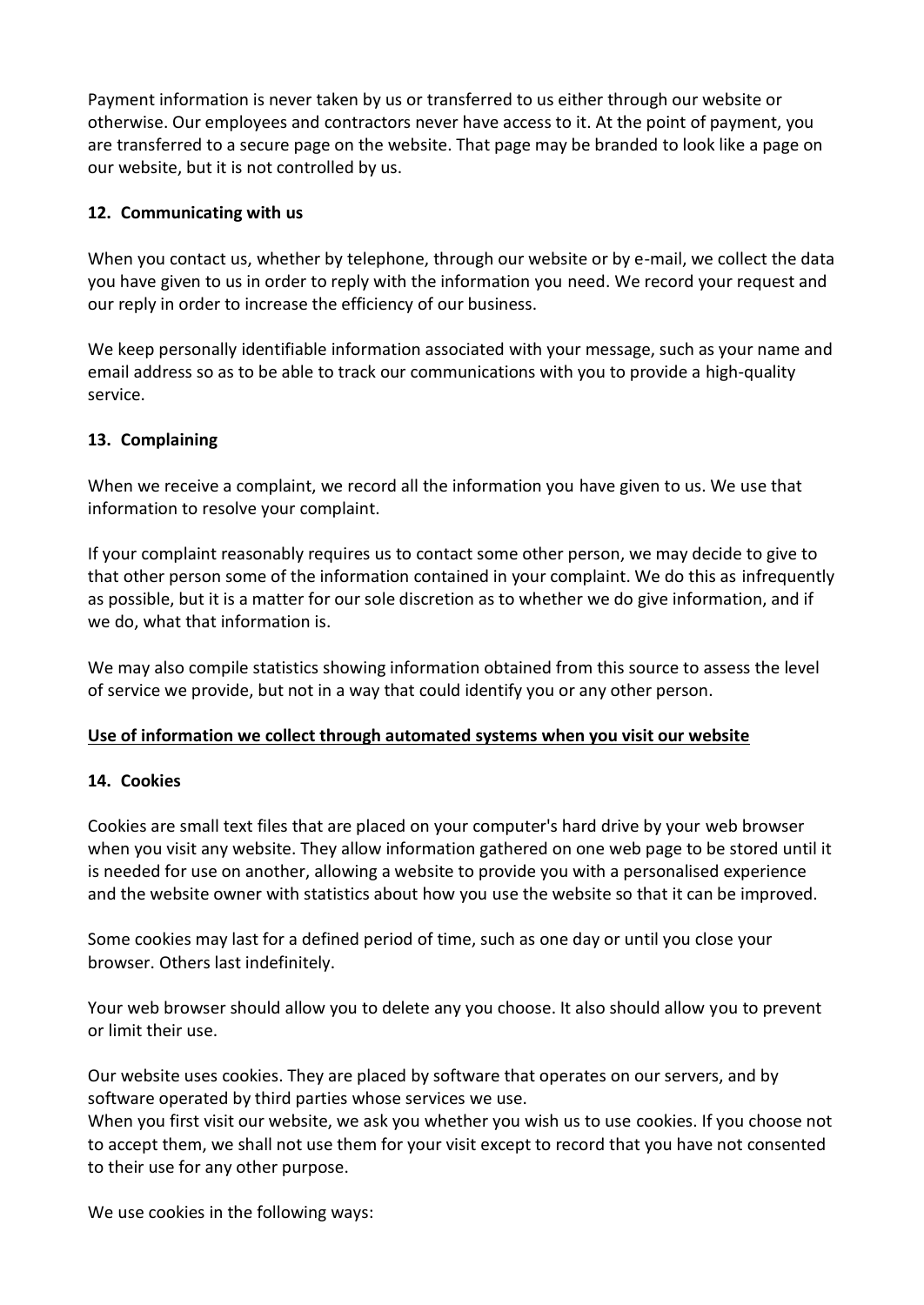Payment information is never taken by us or transferred to us either through our website or otherwise. Our employees and contractors never have access to it. At the point of payment, you are transferred to a secure page on the website. That page may be branded to look like a page on our website, but it is not controlled by us.

**12. Communicating with us**

When you contact us, whether by telephone, through our website or by e-mail, we collect the data you have given to us in order to reply with the information you need. We record your request and our reply in order to increase the efficiency of our business.

We keep personally identifiable information associated with your message, such as your name and email address so as to be able to track our communications with you to provide a high-quality service.

**13. Complaining**

When we receive a complaint, we record all the information you have given to us. We use that information to resolve your complaint.

If your complaint reasonably requires us to contact some other person, we may decide to give to that other person some of the information contained in your complaint. We do this as infrequently as possible, but it is a matter for our sole discretion as to whether we do give information, and if we do, what that information is.

We may also compile statistics showing information obtained from this source to assess the level of service we provide, but not in a way that could identify you or any other person.

**Use of information we collect through automated systems when you visit our website**

**14. Cookies**

Cookies are small text files that are placed on your computer's hard drive by your web browser when you visit any website. They allow information gathered on one web page to be stored until it is needed for use on another, allowing a website to provide you with a personalised experience and the website owner with statistics about how you use the website so that it can be improved.

Some cookies may last for a defined period of time, such as one day or until you close your browser. Others last indefinitely.

Your web browser should allow you to delete any you choose. It also should allow you to prevent or limit their use.

Our website uses cookies. They are placed by software that operates on our servers, and by software operated by third parties whose services we use.
When you first visit our website, we ask you whether you wish us to use cookies. If you choose not to accept them, we shall not use them for your visit except to record that you have not consented to their use for any other purpose.

We use cookies in the following ways: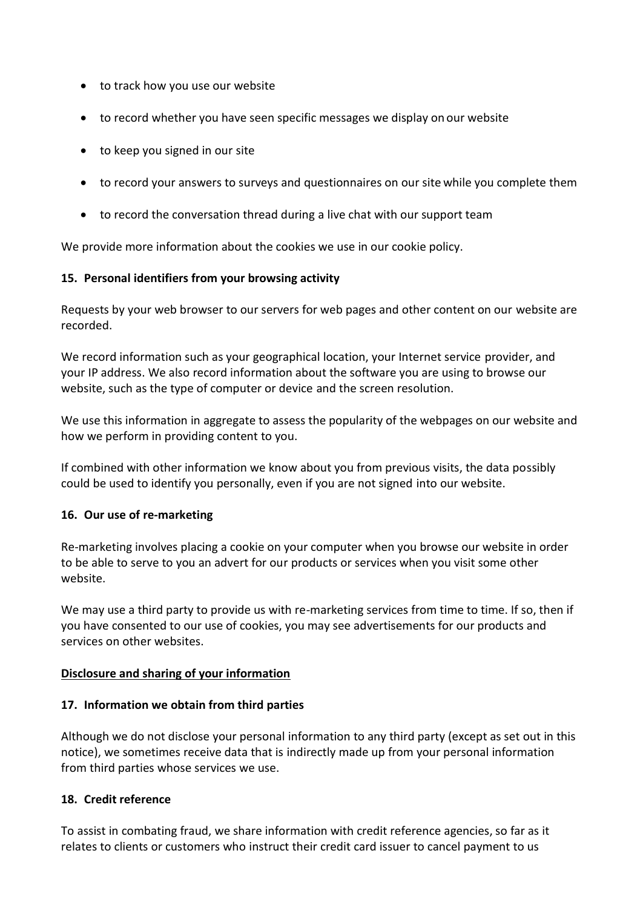- to track how you use our website
- to record whether you have seen specific messages we display on our website
- to keep you signed in our site
- to record your answers to surveys and questionnaires on our site while you complete them
- to record the conversation thread during a live chat with our support team

We provide more information about the cookies we use in our cookie policy.

**15. Personal identifiers from your browsing activity**

Requests by your web browser to our servers for web pages and other content on our website are recorded.

We record information such as your geographical location, your Internet service provider, and your IP address. We also record information about the software you are using to browse our website, such as the type of computer or device and the screen resolution.

We use this information in aggregate to assess the popularity of the webpages on our website and how we perform in providing content to you.

If combined with other information we know about you from previous visits, the data possibly could be used to identify you personally, even if you are not signed into our website.

**16. Our use of re-marketing**

Re-marketing involves placing a cookie on your computer when you browse our website in order to be able to serve to you an advert for our products or services when you visit some other website.

We may use a third party to provide us with re-marketing services from time to time. If so, then if you have consented to our use of cookies, you may see advertisements for our products and services on other websites.

**<u>Disclosure and sharing of your information</u>**

**17. Information we obtain from third parties**

Although we do not disclose your personal information to any third party (except as set out in this notice), we sometimes receive data that is indirectly made up from your personal information from third parties whose services we use.

**18. Credit reference**

To assist in combating fraud, we share information with credit reference agencies, so far as it relates to clients or customers who instruct their credit card issuer to cancel payment to us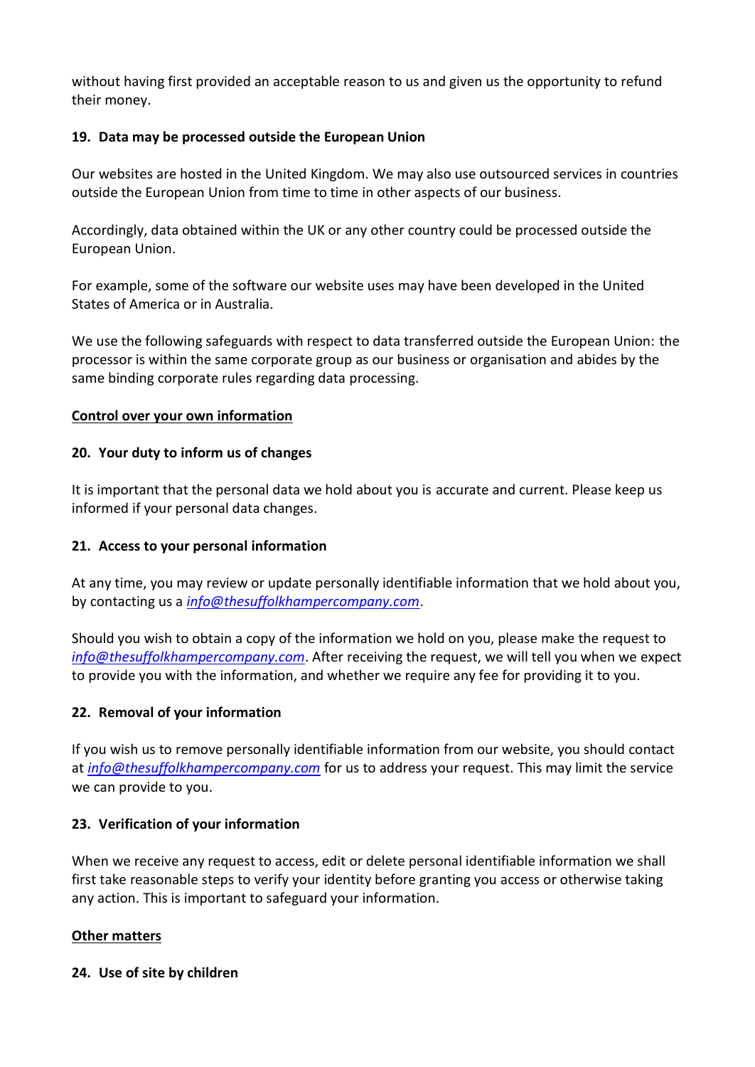without having first provided an acceptable reason to us and given us the opportunity to refund their money.

### 19. Data may be processed outside the European Union

Our websites are hosted in the United Kingdom. We may also use outsourced services in countries outside the European Union from time to time in other aspects of our business.

Accordingly, data obtained within the UK or any other country could be processed outside the European Union.

For example, some of the software our website uses may have been developed in the United States of America or in Australia.

We use the following safeguards with respect to data transferred outside the European Union: the processor is within the same corporate group as our business or organisation and abides by the same binding corporate rules regarding data processing.

## Control over your own information

### 20. Your duty to inform us of changes

It is important that the personal data we hold about you is accurate and current. Please keep us informed if your personal data changes.

### 21. Access to your personal information

At any time, you may review or update personally identifiable information that we hold about you, by contacting us a *info@thesuffolkhampercompany.com*.

Should you wish to obtain a copy of the information we hold on you, please make the request to *info@thesuffolkhampercompany.com*. After receiving the request, we will tell you when we expect to provide you with the information, and whether we require any fee for providing it to you.

### 22. Removal of your information

If you wish us to remove personally identifiable information from our website, you should contact at *info@thesuffolkhampercompany.com* for us to address your request. This may limit the service we can provide to you.

### 23. Verification of your information

When we receive any request to access, edit or delete personal identifiable information we shall first take reasonable steps to verify your identity before granting you access or otherwise taking any action. This is important to safeguard your information.

## Other matters

### 24. Use of site by children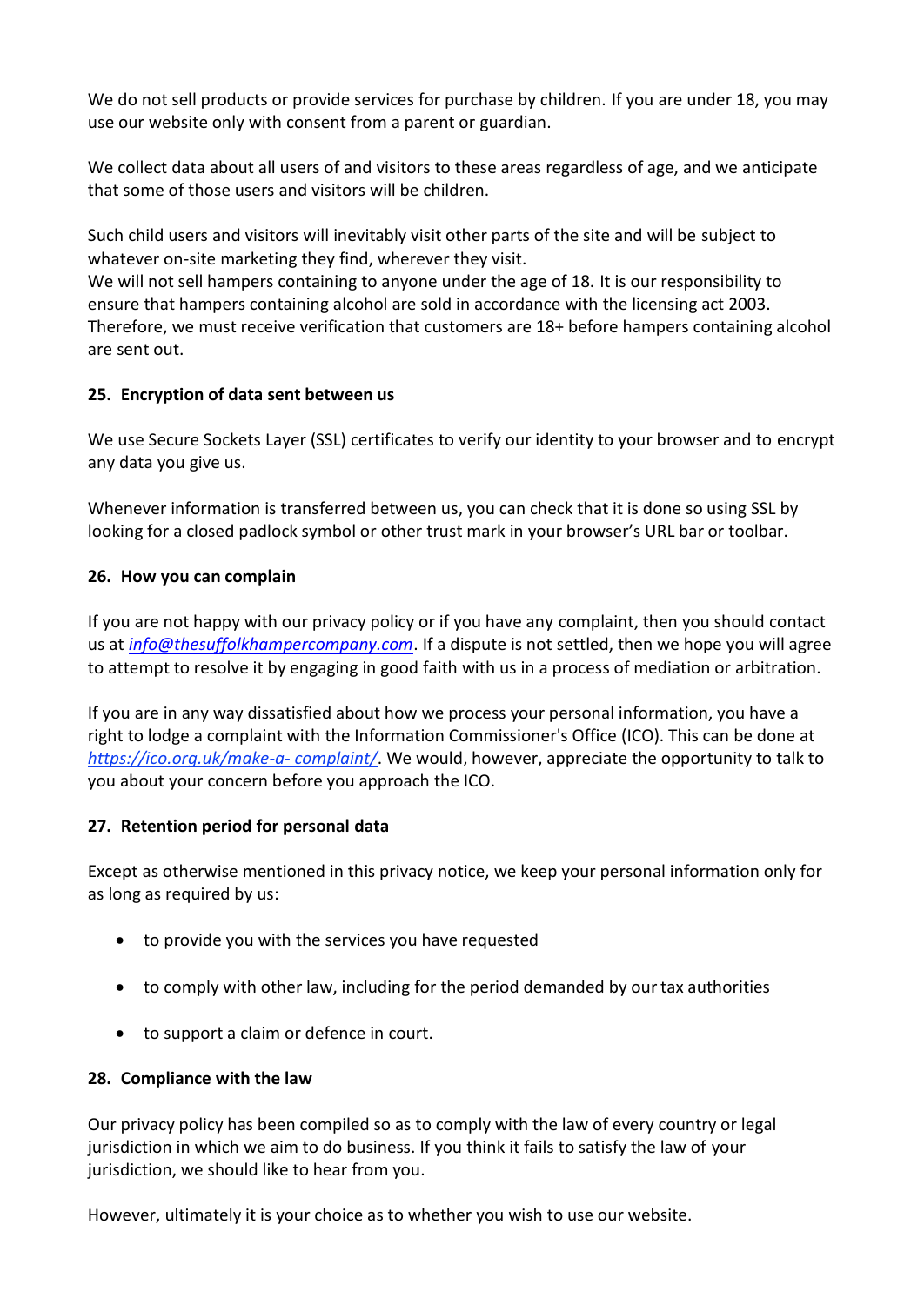We do not sell products or provide services for purchase by children. If you are under 18, you may use our website only with consent from a parent or guardian.

We collect data about all users of and visitors to these areas regardless of age, and we anticipate that some of those users and visitors will be children.

Such child users and visitors will inevitably visit other parts of the site and will be subject to whatever on-site marketing they find, wherever they visit.
We will not sell hampers containing to anyone under the age of 18. It is our responsibility to ensure that hampers containing alcohol are sold in accordance with the licensing act 2003. Therefore, we must receive verification that customers are 18+ before hampers containing alcohol are sent out.

**25. Encryption of data sent between us**

We use Secure Sockets Layer (SSL) certificates to verify our identity to your browser and to encrypt any data you give us.

Whenever information is transferred between us, you can check that it is done so using SSL by looking for a closed padlock symbol or other trust mark in your browser's URL bar or toolbar.

**26. How you can complain**

If you are not happy with our privacy policy or if you have any complaint, then you should contact us at *info@thesuffolkhampercompany.com*. If a dispute is not settled, then we hope you will agree to attempt to resolve it by engaging in good faith with us in a process of mediation or arbitration.

If you are in any way dissatisfied about how we process your personal information, you have a right to lodge a complaint with the Information Commissioner's Office (ICO). This can be done at *https://ico.org.uk/make-a- complaint/*. We would, however, appreciate the opportunity to talk to you about your concern before you approach the ICO.

**27. Retention period for personal data**

Except as otherwise mentioned in this privacy notice, we keep your personal information only for as long as required by us:

- to provide you with the services you have requested
- to comply with other law, including for the period demanded by our tax authorities
- to support a claim or defence in court.

**28. Compliance with the law**

Our privacy policy has been compiled so as to comply with the law of every country or legal jurisdiction in which we aim to do business. If you think it fails to satisfy the law of your jurisdiction, we should like to hear from you.

However, ultimately it is your choice as to whether you wish to use our website.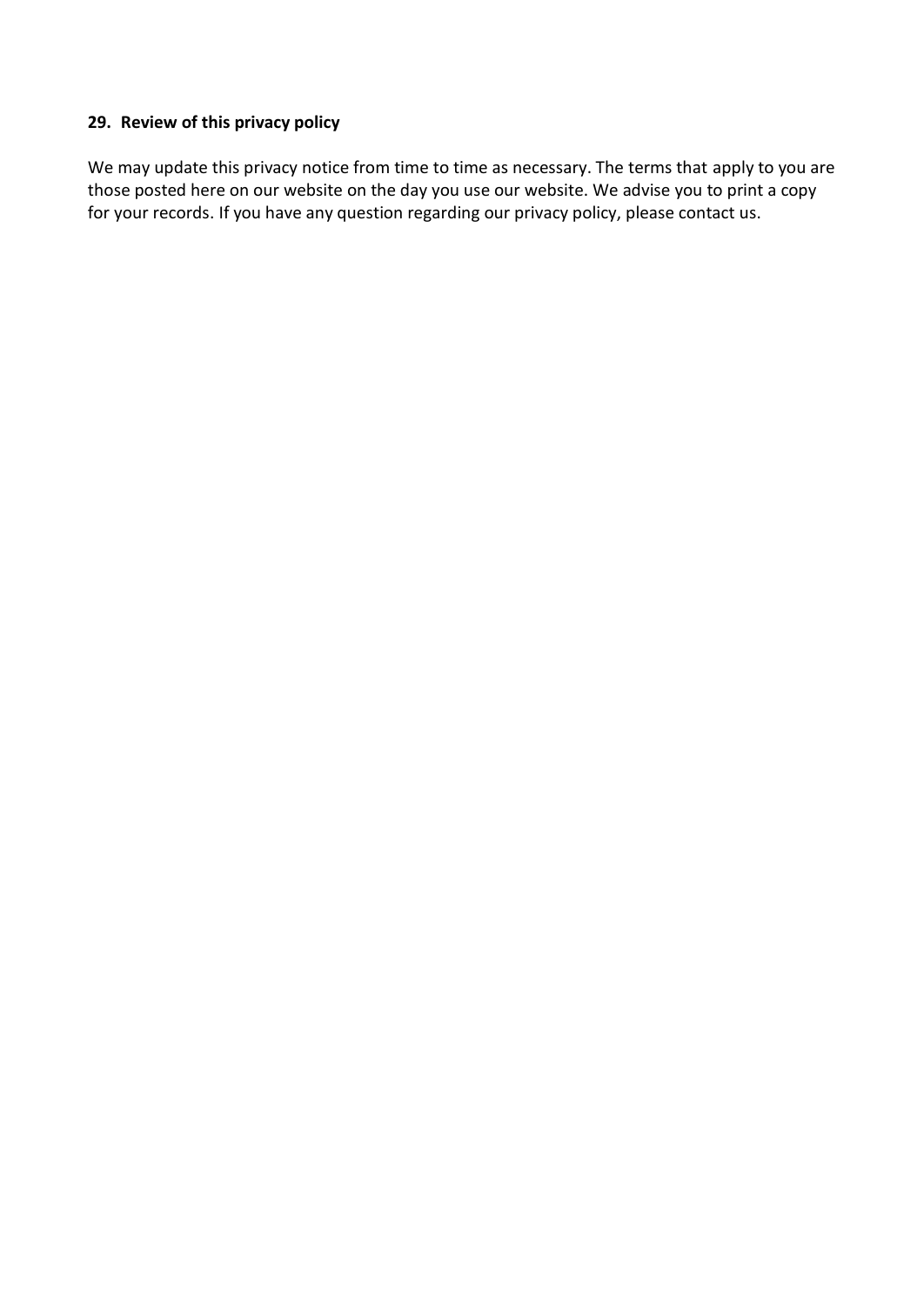## 29. Review of this privacy policy

We may update this privacy notice from time to time as necessary. The terms that apply to you are those posted here on our website on the day you use our website. We advise you to print a copy for your records. If you have any question regarding our privacy policy, please contact us.